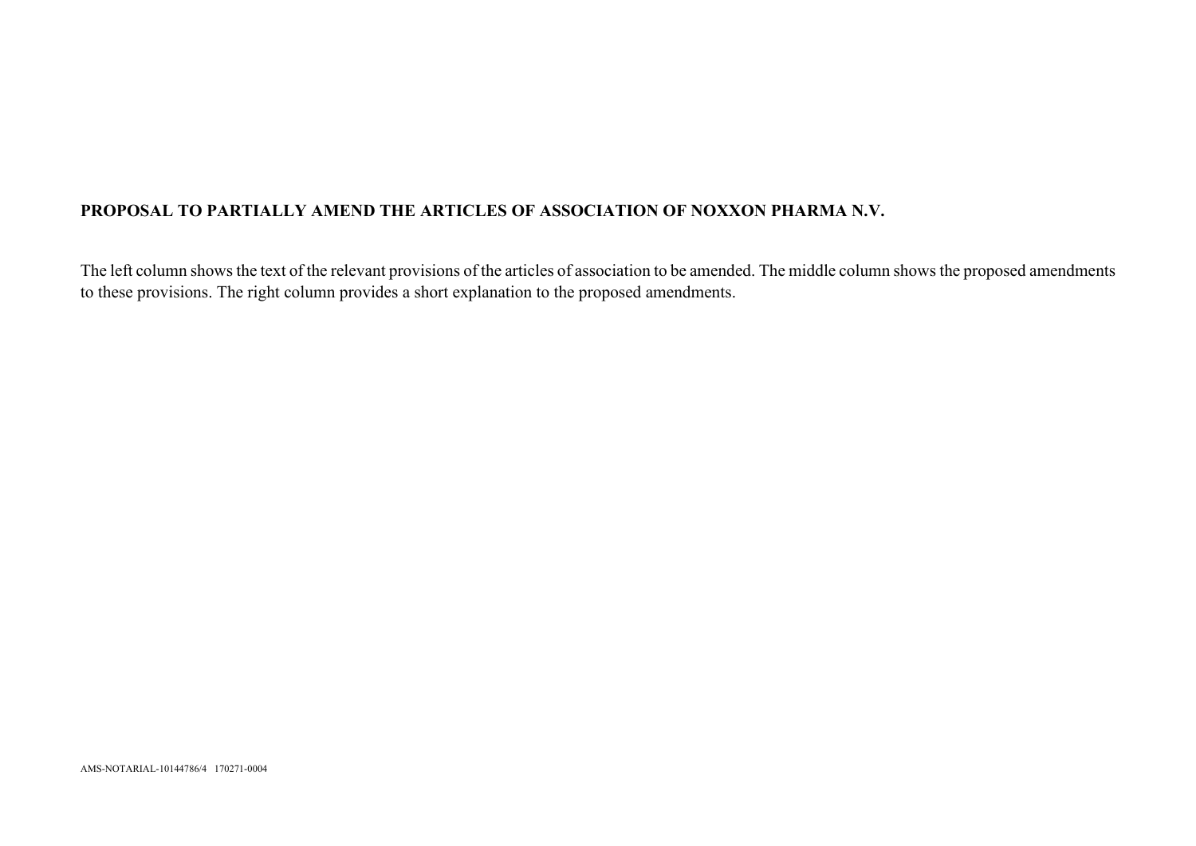**PROPOSAL TO PARTIALLY AMEND THE ARTICLES OF ASSOCIATION OF NOXXON PHARMA N.V.**

The left column shows the text of the relevant provisions of the articles of association to be amended. The middle column shows the proposed amendments to these provisions. The right column provides a short explanation to the proposed amendments.

AMS-NOTARIAL-10144786/4 170271-0004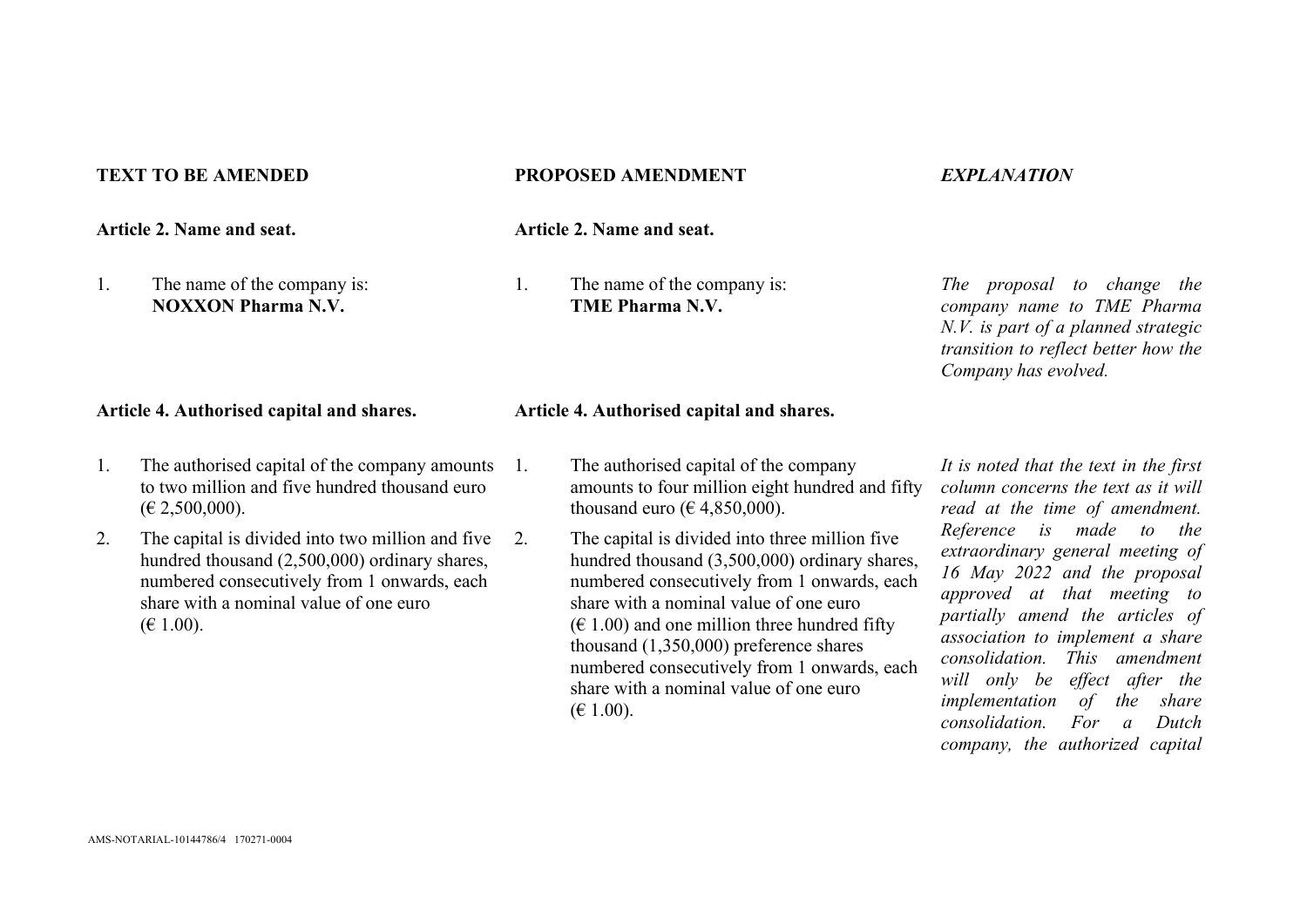| **TEXT TO BE AMENDED** | **PROPOSED AMENDMENT** | ***EXPLANATION*** |
|---|---|---|
| **Article 2. Name and seat.** | **Article 2. Name and seat.** | |
| 1. The name of the company is: **NOXXON Pharma N.V.** | 1. The name of the company is: **TME Pharma N.V.** | *The proposal to change the company name to TME Pharma N.V. is part of a planned strategic transition to reflect better how the Company has evolved.* |
| **Article 4. Authorised capital and shares.** | **Article 4. Authorised capital and shares.** | |
| 1. The authorised capital of the company amounts to two million and five hundred thousand euro (€ 2,500,000).<br><br>2. The capital is divided into two million and five hundred thousand (2,500,000) ordinary shares, numbered consecutively from 1 onwards, each share with a nominal value of one euro (€ 1.00). | 1. The authorised capital of the company amounts to four million eight hundred and fifty thousand euro (€ 4,850,000).<br><br>2. The capital is divided into three million five hundred thousand (3,500,000) ordinary shares, numbered consecutively from 1 onwards, each share with a nominal value of one euro (€ 1.00) and one million three hundred fifty thousand (1,350,000) preference shares numbered consecutively from 1 onwards, each share with a nominal value of one euro (€ 1.00). | *It is noted that the text in the first column concerns the text as it will read at the time of amendment. Reference is made to the extraordinary general meeting of 16 May 2022 and the proposal approved at that meeting to partially amend the articles of association to implement a share consolidation. This amendment will only be effect after the implementation of the share consolidation. For a Dutch company, the authorized capital* |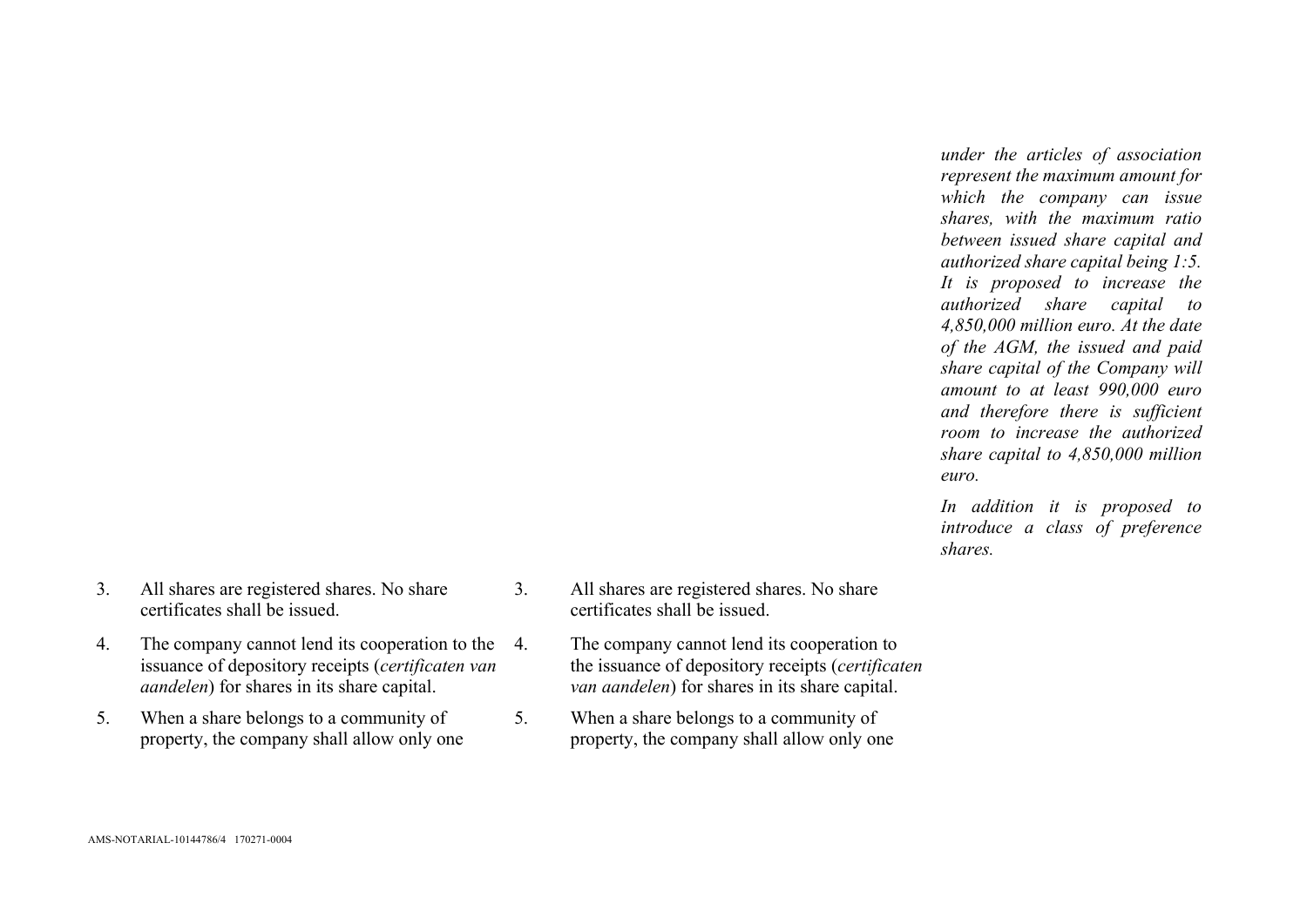| | | |
|---|---|---|
| | | *under the articles of association represent the maximum amount for which the company can issue shares, with the maximum ratio between issued share capital and authorized share capital being 1:5. It is proposed to increase the authorized share capital to 4,850,000 million euro. At the date of the AGM, the issued and paid share capital of the Company will amount to at least 990,000 euro and therefore there is sufficient room to increase the authorized share capital to 4,850,000 million euro.*<br><br>*In addition it is proposed to introduce a class of preference shares.* |
| 3. All shares are registered shares. No share certificates shall be issued. | 3. All shares are registered shares. No share certificates shall be issued. | |
| 4. The company cannot lend its cooperation to the issuance of depository receipts (*certificaten van aandelen*) for shares in its share capital. | 4. The company cannot lend its cooperation to the issuance of depository receipts (*certificaten van aandelen*) for shares in its share capital. | |
| 5. When a share belongs to a community of property, the company shall allow only one | 5. When a share belongs to a community of property, the company shall allow only one | |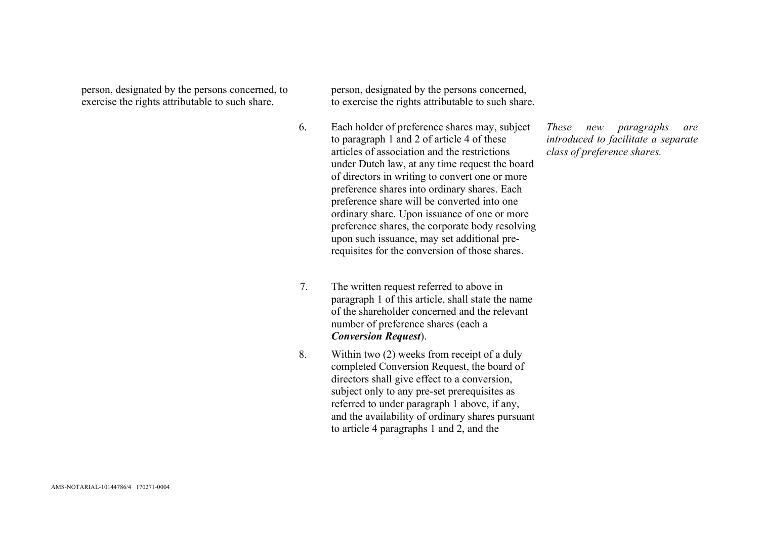| | | |
|---|---|---|
| person, designated by the persons concerned, to exercise the rights attributable to such share. | person, designated by the persons concerned, to exercise the rights attributable to such share. | |
| | 6. Each holder of preference shares may, subject to paragraph 1 and 2 of article 4 of these articles of association and the restrictions under Dutch law, at any time request the board of directors in writing to convert one or more preference shares into ordinary shares. Each preference share will be converted into one ordinary share. Upon issuance of one or more preference shares, the corporate body resolving upon such issuance, may set additional pre-requisites for the conversion of those shares. | *These new paragraphs are introduced to facilitate a separate class of preference shares.* |
| | 7. The written request referred to above in paragraph 1 of this article, shall state the name of the shareholder concerned and the relevant number of preference shares (each a ***Conversion Request***). | |
| | 8. Within two (2) weeks from receipt of a duly completed Conversion Request, the board of directors shall give effect to a conversion, subject only to any pre-set prerequisites as referred to under paragraph 1 above, if any, and the availability of ordinary shares pursuant to article 4 paragraphs 1 and 2, and the | |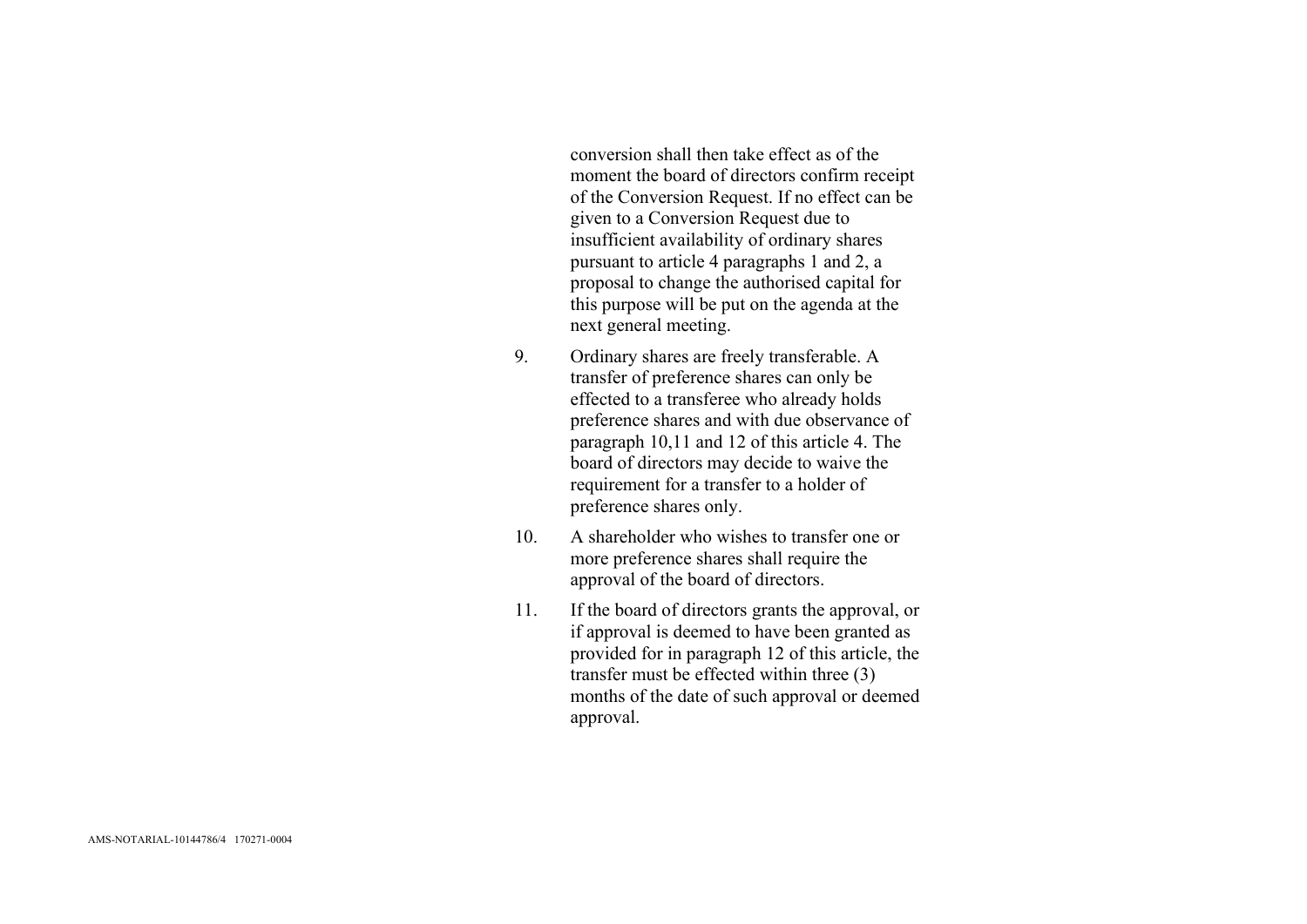conversion shall then take effect as of the moment the board of directors confirm receipt of the Conversion Request. If no effect can be given to a Conversion Request due to insufficient availability of ordinary shares pursuant to article 4 paragraphs 1 and 2, a proposal to change the authorised capital for this purpose will be put on the agenda at the next general meeting.

9. Ordinary shares are freely transferable. A transfer of preference shares can only be effected to a transferee who already holds preference shares and with due observance of paragraph 10,11 and 12 of this article 4. The board of directors may decide to waive the requirement for a transfer to a holder of preference shares only.

10. A shareholder who wishes to transfer one or more preference shares shall require the approval of the board of directors.

11. If the board of directors grants the approval, or if approval is deemed to have been granted as provided for in paragraph 12 of this article, the transfer must be effected within three (3) months of the date of such approval or deemed approval.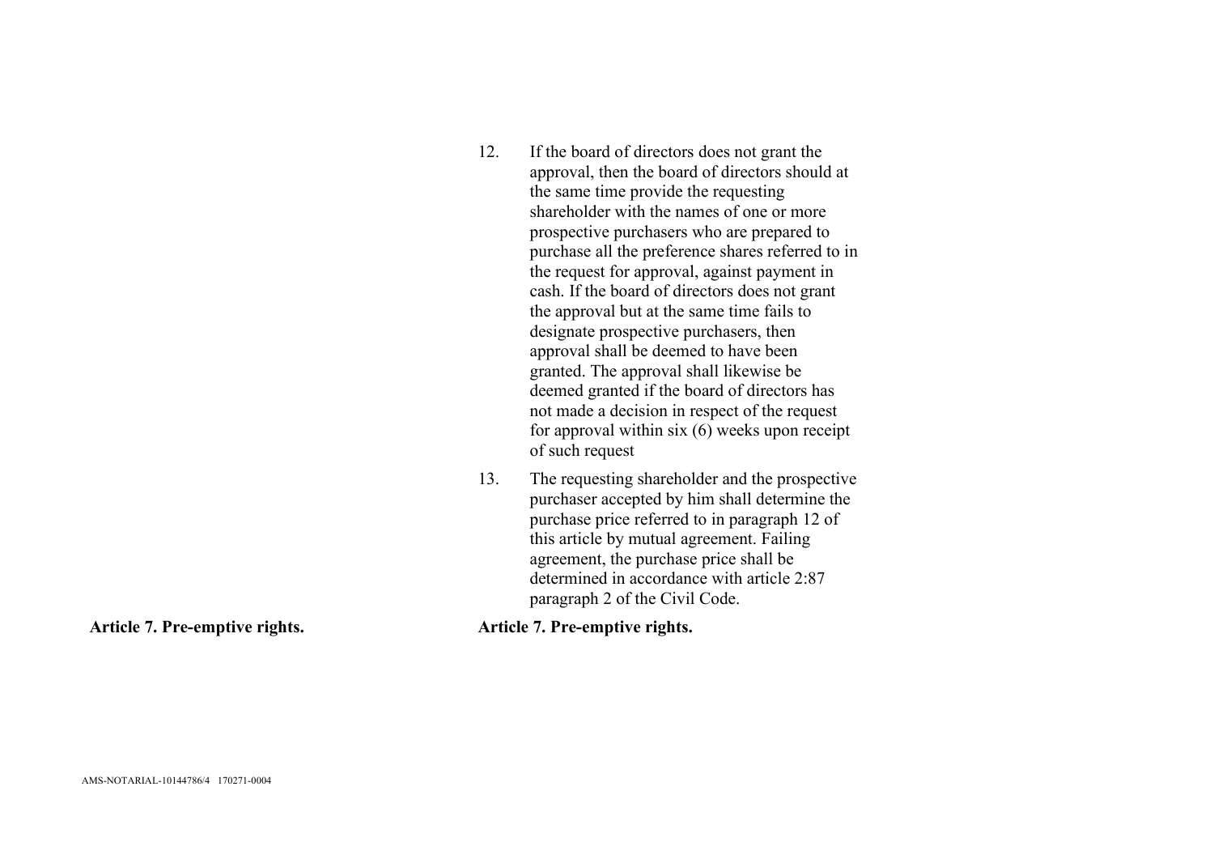12. If the board of directors does not grant the approval, then the board of directors should at the same time provide the requesting shareholder with the names of one or more prospective purchasers who are prepared to purchase all the preference shares referred to in the request for approval, against payment in cash. If the board of directors does not grant the approval but at the same time fails to designate prospective purchasers, then approval shall be deemed to have been granted. The approval shall likewise be deemed granted if the board of directors has not made a decision in respect of the request for approval within six (6) weeks upon receipt of such request

13. The requesting shareholder and the prospective purchaser accepted by him shall determine the purchase price referred to in paragraph 12 of this article by mutual agreement. Failing agreement, the purchase price shall be determined in accordance with article 2:87 paragraph 2 of the Civil Code.

**Article 7. Pre-emptive rights.**

**Article 7. Pre-emptive rights.**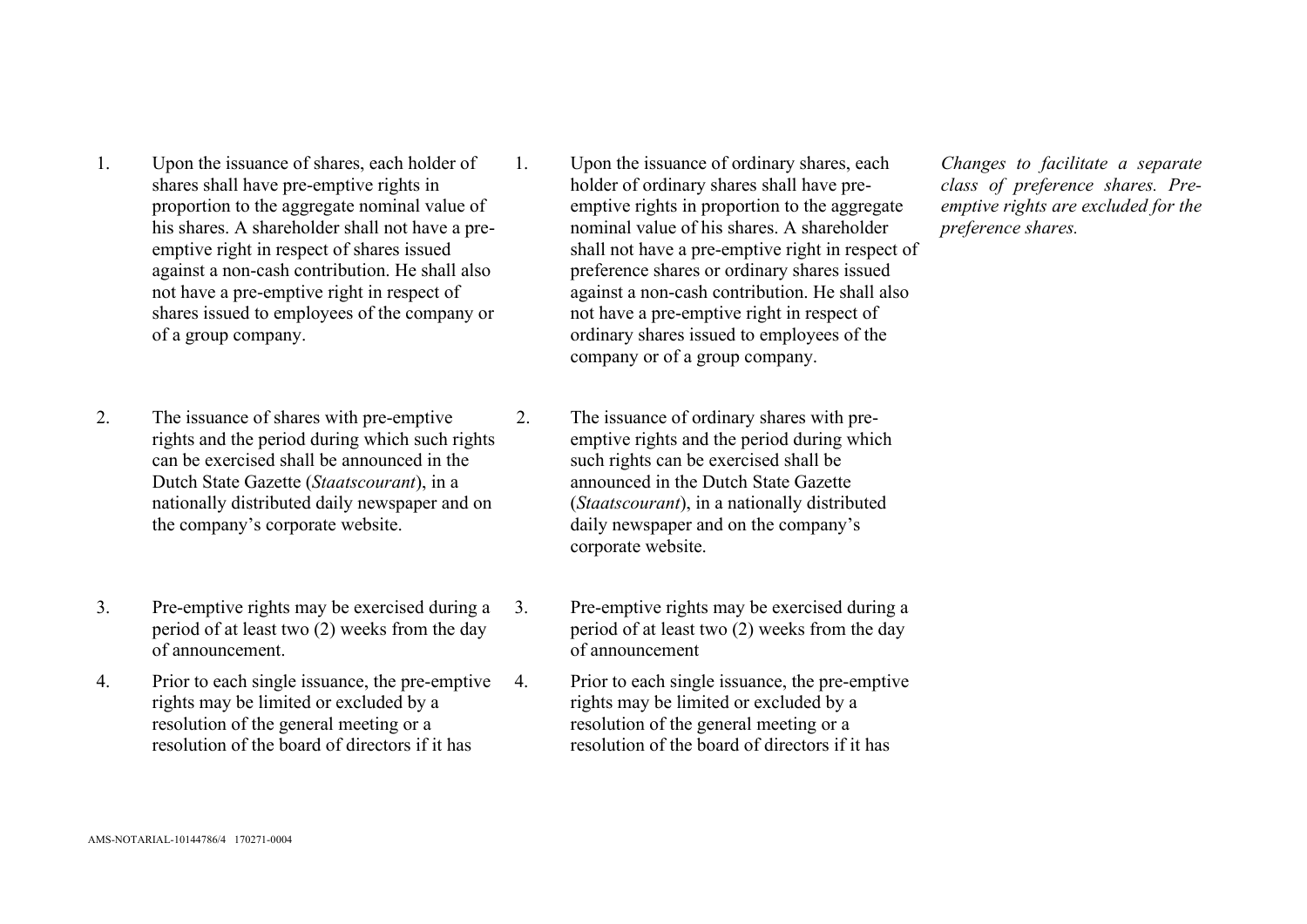| Current text | Proposed text | Explanation |
|---|---|---|
| 1. Upon the issuance of shares, each holder of shares shall have pre-emptive rights in proportion to the aggregate nominal value of his shares. A shareholder shall not have a pre-emptive right in respect of shares issued against a non-cash contribution. He shall also not have a pre-emptive right in respect of shares issued to employees of the company or of a group company. | 1. Upon the issuance of ordinary shares, each holder of ordinary shares shall have pre-emptive rights in proportion to the aggregate nominal value of his shares. A shareholder shall not have a pre-emptive right in respect of preference shares or ordinary shares issued against a non-cash contribution. He shall also not have a pre-emptive right in respect of ordinary shares issued to employees of the company or of a group company. | *Changes to facilitate a separate class of preference shares. Pre-emptive rights are excluded for the preference shares.* |
| 2. The issuance of shares with pre-emptive rights and the period during which such rights can be exercised shall be announced in the Dutch State Gazette (*Staatscourant*), in a nationally distributed daily newspaper and on the company's corporate website. | 2. The issuance of ordinary shares with pre-emptive rights and the period during which such rights can be exercised shall be announced in the Dutch State Gazette (*Staatscourant*), in a nationally distributed daily newspaper and on the company's corporate website. | |
| 3. Pre-emptive rights may be exercised during a period of at least two (2) weeks from the day of announcement. | 3. Pre-emptive rights may be exercised during a period of at least two (2) weeks from the day of announcement | |
| 4. Prior to each single issuance, the pre-emptive rights may be limited or excluded by a resolution of the general meeting or a resolution of the board of directors if it has | 4. Prior to each single issuance, the pre-emptive rights may be limited or excluded by a resolution of the general meeting or a resolution of the board of directors if it has | |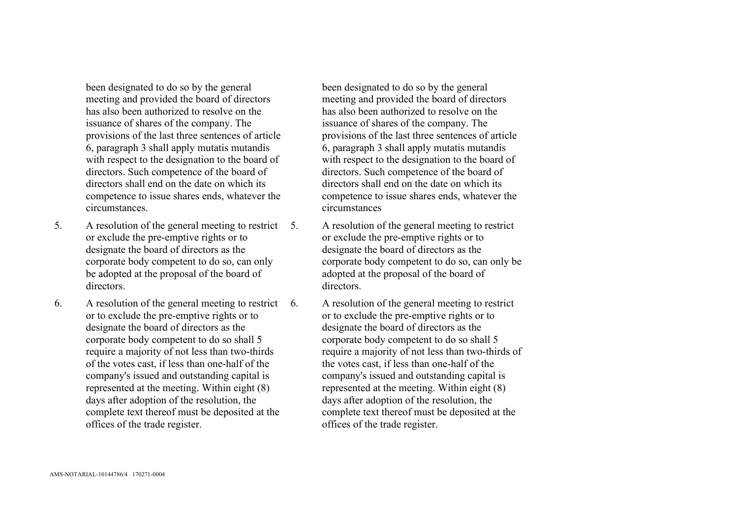been designated to do so by the general meeting and provided the board of directors has also been authorized to resolve on the issuance of shares of the company. The provisions of the last three sentences of article 6, paragraph 3 shall apply mutatis mutandis with respect to the designation to the board of directors. Such competence of the board of directors shall end on the date on which its competence to issue shares ends, whatever the circumstances.

5. A resolution of the general meeting to restrict or exclude the pre-emptive rights or to designate the board of directors as the corporate body competent to do so, can only be adopted at the proposal of the board of directors.

6. A resolution of the general meeting to restrict or to exclude the pre-emptive rights or to designate the board of directors as the corporate body competent to do so shall 5 require a majority of not less than two-thirds of the votes cast, if less than one-half of the company's issued and outstanding capital is represented at the meeting. Within eight (8) days after adoption of the resolution, the complete text thereof must be deposited at the offices of the trade register.

been designated to do so by the general meeting and provided the board of directors has also been authorized to resolve on the issuance of shares of the company. The provisions of the last three sentences of article 6, paragraph 3 shall apply mutatis mutandis with respect to the designation to the board of directors. Such competence of the board of directors shall end on the date on which its competence to issue shares ends, whatever the circumstances

5. A resolution of the general meeting to restrict or exclude the pre-emptive rights or to designate the board of directors as the corporate body competent to do so, can only be adopted at the proposal of the board of directors.

6. A resolution of the general meeting to restrict or to exclude the pre-emptive rights or to designate the board of directors as the corporate body competent to do so shall 5 require a majority of not less than two-thirds of the votes cast, if less than one-half of the company's issued and outstanding capital is represented at the meeting. Within eight (8) days after adoption of the resolution, the complete text thereof must be deposited at the offices of the trade register.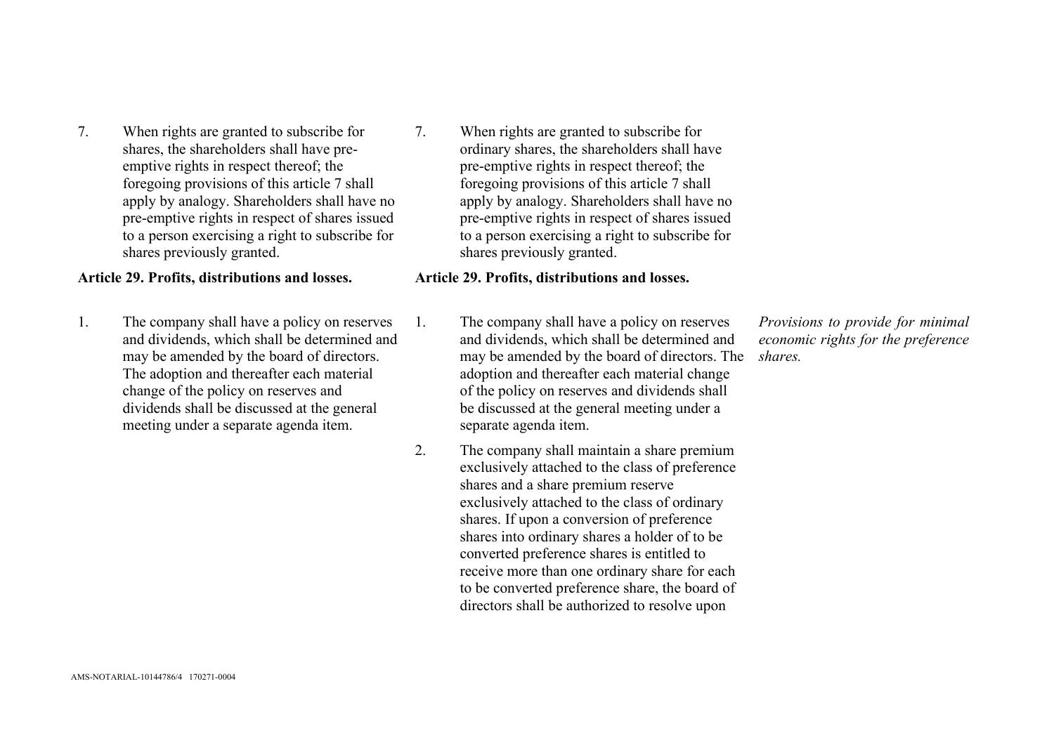| Current text | Proposed text | Explanation |
|---|---|---|
| 7. When rights are granted to subscribe for shares, the shareholders shall have pre-emptive rights in respect thereof; the foregoing provisions of this article 7 shall apply by analogy. Shareholders shall have no pre-emptive rights in respect of shares issued to a person exercising a right to subscribe for shares previously granted. | 7. When rights are granted to subscribe for ordinary shares, the shareholders shall have pre-emptive rights in respect thereof; the foregoing provisions of this article 7 shall apply by analogy. Shareholders shall have no pre-emptive rights in respect of shares issued to a person exercising a right to subscribe for shares previously granted. | |
| **Article 29. Profits, distributions and losses.** | **Article 29. Profits, distributions and losses.** | |
| 1. The company shall have a policy on reserves and dividends, which shall be determined and may be amended by the board of directors. The adoption and thereafter each material change of the policy on reserves and dividends shall be discussed at the general meeting under a separate agenda item. | 1. The company shall have a policy on reserves and dividends, which shall be determined and may be amended by the board of directors. The adoption and thereafter each material change of the policy on reserves and dividends shall be discussed at the general meeting under a separate agenda item. | *Provisions to provide for minimal economic rights for the preference shares.* |
| | 2. The company shall maintain a share premium exclusively attached to the class of preference shares and a share premium reserve exclusively attached to the class of ordinary shares. If upon a conversion of preference shares into ordinary shares a holder of to be converted preference shares is entitled to receive more than one ordinary share for each to be converted preference share, the board of directors shall be authorized to resolve upon | |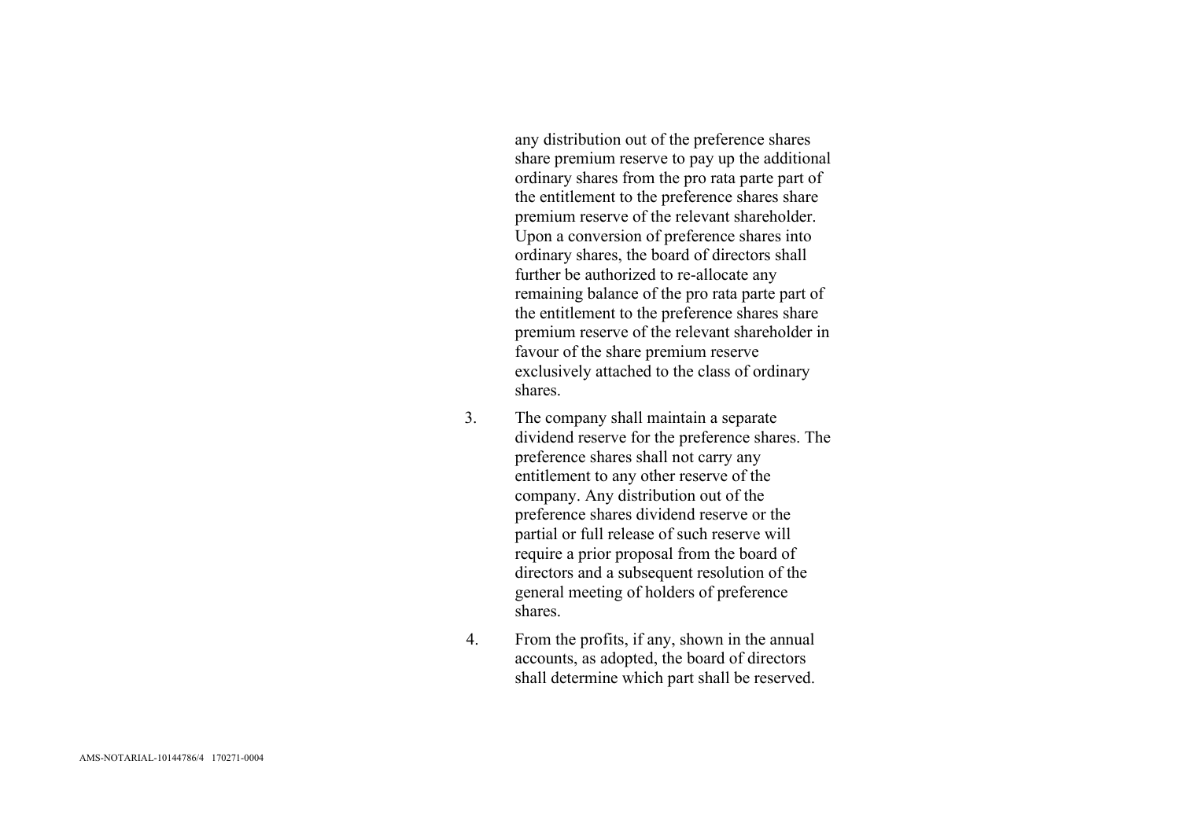any distribution out of the preference shares share premium reserve to pay up the additional ordinary shares from the pro rata parte part of the entitlement to the preference shares share premium reserve of the relevant shareholder. Upon a conversion of preference shares into ordinary shares, the board of directors shall further be authorized to re-allocate any remaining balance of the pro rata parte part of the entitlement to the preference shares share premium reserve of the relevant shareholder in favour of the share premium reserve exclusively attached to the class of ordinary shares.

3. The company shall maintain a separate dividend reserve for the preference shares. The preference shares shall not carry any entitlement to any other reserve of the company. Any distribution out of the preference shares dividend reserve or the partial or full release of such reserve will require a prior proposal from the board of directors and a subsequent resolution of the general meeting of holders of preference shares.

4. From the profits, if any, shown in the annual accounts, as adopted, the board of directors shall determine which part shall be reserved.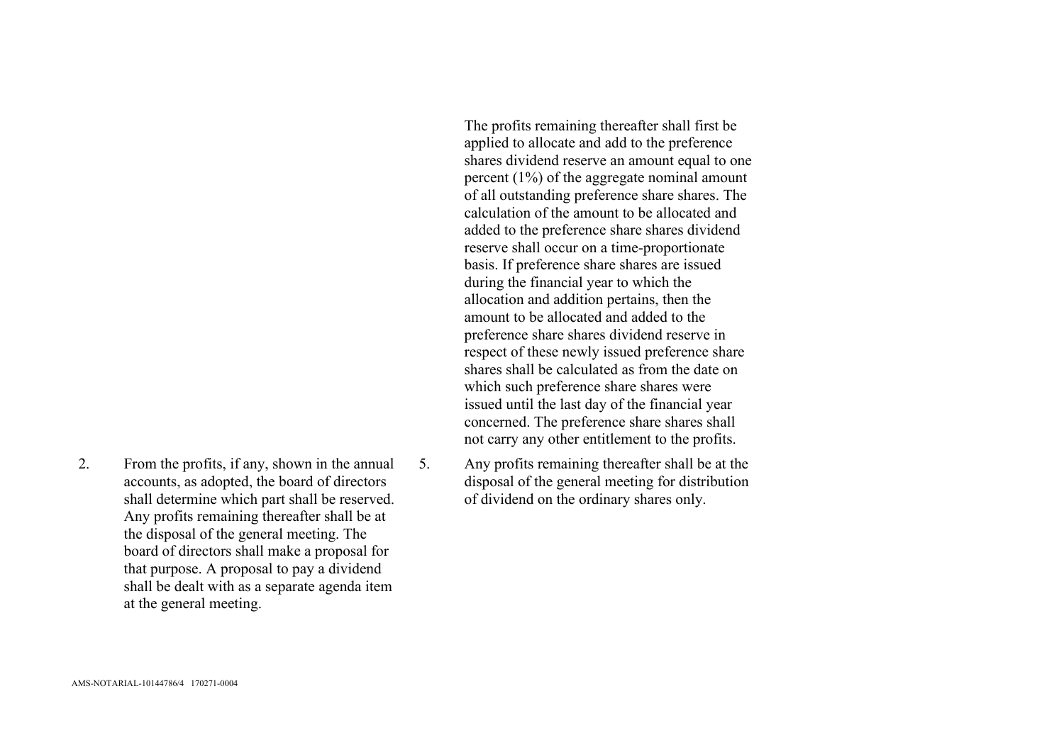2. From the profits, if any, shown in the annual accounts, as adopted, the board of directors shall determine which part shall be reserved. Any profits remaining thereafter shall be at the disposal of the general meeting. The board of directors shall make a proposal for that purpose. A proposal to pay a dividend shall be dealt with as a separate agenda item at the general meeting.

The profits remaining thereafter shall first be applied to allocate and add to the preference shares dividend reserve an amount equal to one percent (1%) of the aggregate nominal amount of all outstanding preference share shares. The calculation of the amount to be allocated and added to the preference share shares dividend reserve shall occur on a time-proportionate basis. If preference share shares are issued during the financial year to which the allocation and addition pertains, then the amount to be allocated and added to the preference share shares dividend reserve in respect of these newly issued preference share shares shall be calculated as from the date on which such preference share shares were issued until the last day of the financial year concerned. The preference share shares shall not carry any other entitlement to the profits.

5. Any profits remaining thereafter shall be at the disposal of the general meeting for distribution of dividend on the ordinary shares only.

AMS-NOTARIAL-10144786/4 170271-0004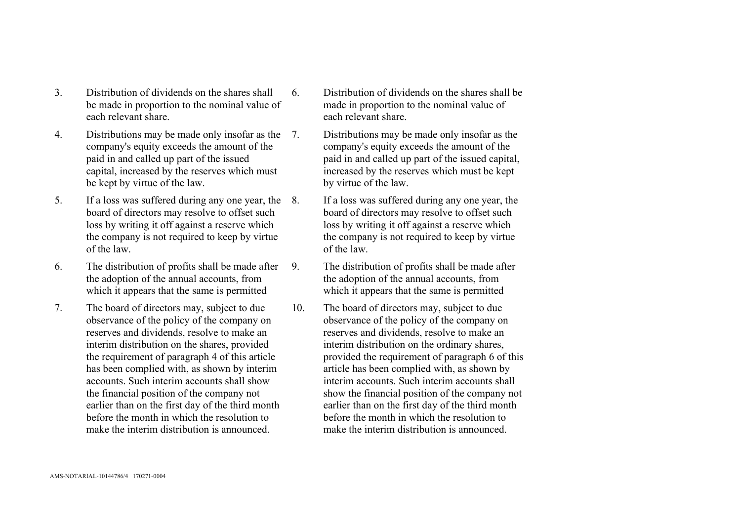3. Distribution of dividends on the shares shall be made in proportion to the nominal value of each relevant share.

4. Distributions may be made only insofar as the company's equity exceeds the amount of the paid in and called up part of the issued capital, increased by the reserves which must be kept by virtue of the law.

5. If a loss was suffered during any one year, the board of directors may resolve to offset such loss by writing it off against a reserve which the company is not required to keep by virtue of the law.

6. The distribution of profits shall be made after the adoption of the annual accounts, from which it appears that the same is permitted

7. The board of directors may, subject to due observance of the policy of the company on reserves and dividends, resolve to make an interim distribution on the shares, provided the requirement of paragraph 4 of this article has been complied with, as shown by interim accounts. Such interim accounts shall show the financial position of the company not earlier than on the first day of the third month before the month in which the resolution to make the interim distribution is announced.

6. Distribution of dividends on the shares shall be made in proportion to the nominal value of each relevant share.

7. Distributions may be made only insofar as the company's equity exceeds the amount of the paid in and called up part of the issued capital, increased by the reserves which must be kept by virtue of the law.

8. If a loss was suffered during any one year, the board of directors may resolve to offset such loss by writing it off against a reserve which the company is not required to keep by virtue of the law.

9. The distribution of profits shall be made after the adoption of the annual accounts, from which it appears that the same is permitted

10. The board of directors may, subject to due observance of the policy of the company on reserves and dividends, resolve to make an interim distribution on the ordinary shares, provided the requirement of paragraph 6 of this article has been complied with, as shown by interim accounts. Such interim accounts shall show the financial position of the company not earlier than on the first day of the third month before the month in which the resolution to make the interim distribution is announced.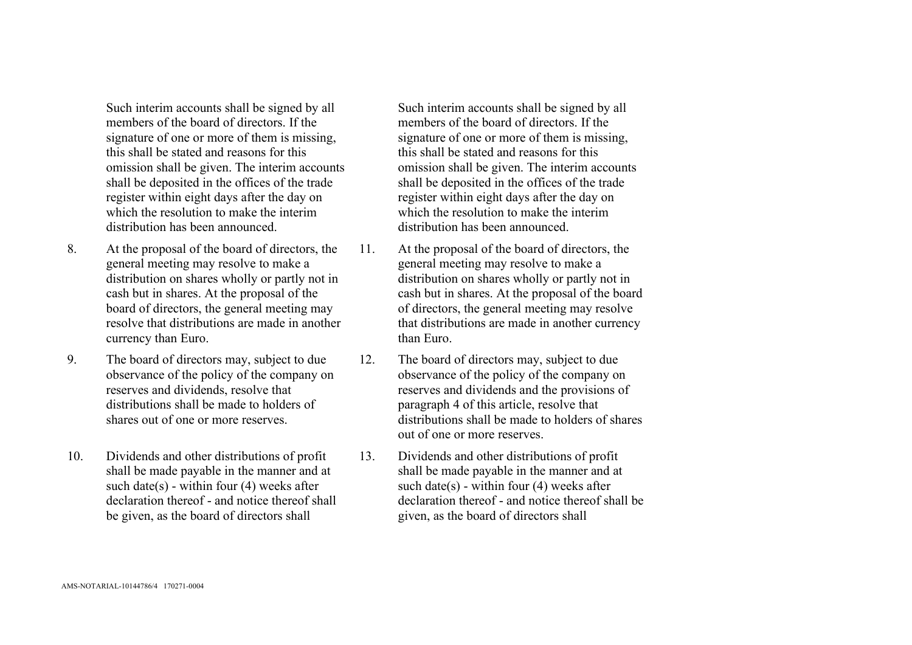Such interim accounts shall be signed by all members of the board of directors. If the signature of one or more of them is missing, this shall be stated and reasons for this omission shall be given. The interim accounts shall be deposited in the offices of the trade register within eight days after the day on which the resolution to make the interim distribution has been announced.

8. At the proposal of the board of directors, the general meeting may resolve to make a distribution on shares wholly or partly not in cash but in shares. At the proposal of the board of directors, the general meeting may resolve that distributions are made in another currency than Euro.

9. The board of directors may, subject to due observance of the policy of the company on reserves and dividends, resolve that distributions shall be made to holders of shares out of one or more reserves.

10. Dividends and other distributions of profit shall be made payable in the manner and at such date(s) - within four (4) weeks after declaration thereof - and notice thereof shall be given, as the board of directors shall

Such interim accounts shall be signed by all members of the board of directors. If the signature of one or more of them is missing, this shall be stated and reasons for this omission shall be given. The interim accounts shall be deposited in the offices of the trade register within eight days after the day on which the resolution to make the interim distribution has been announced.

11. At the proposal of the board of directors, the general meeting may resolve to make a distribution on shares wholly or partly not in cash but in shares. At the proposal of the board of directors, the general meeting may resolve that distributions are made in another currency than Euro.

12. The board of directors may, subject to due observance of the policy of the company on reserves and dividends and the provisions of paragraph 4 of this article, resolve that distributions shall be made to holders of shares out of one or more reserves.

13. Dividends and other distributions of profit shall be made payable in the manner and at such date(s) - within four (4) weeks after declaration thereof - and notice thereof shall be given, as the board of directors shall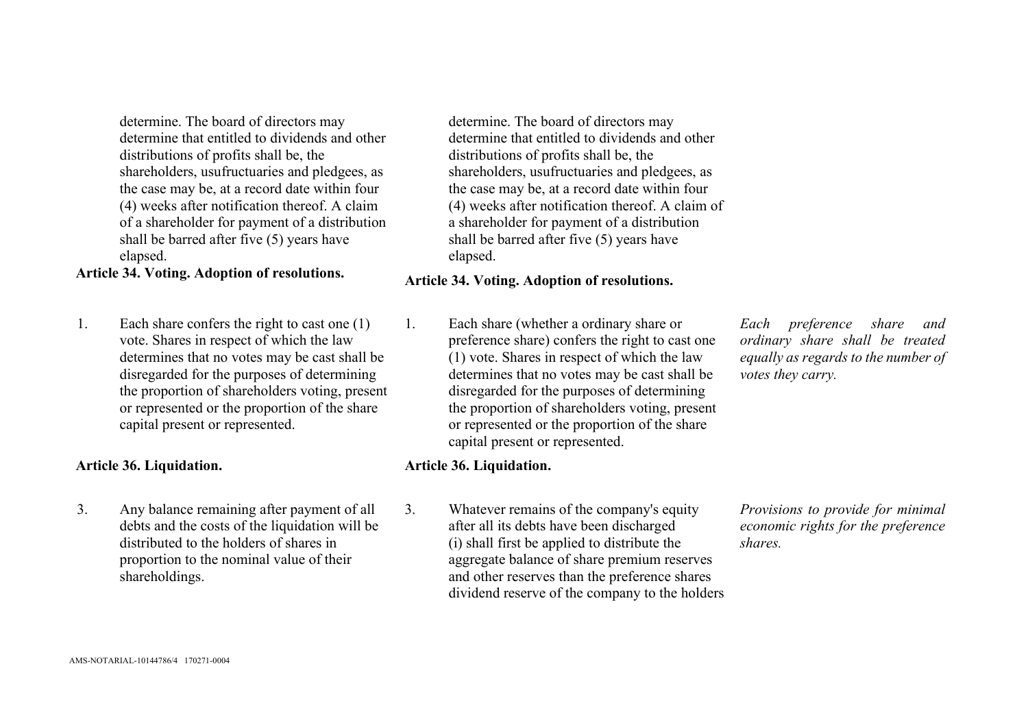| Current text | Proposed amendment | Explanation |
|---|---|---|
| determine. The board of directors may determine that entitled to dividends and other distributions of profits shall be, the shareholders, usufructuaries and pledgees, as the case may be, at a record date within four (4) weeks after notification thereof. A claim of a shareholder for payment of a distribution shall be barred after five (5) years have elapsed. | determine. The board of directors may determine that entitled to dividends and other distributions of profits shall be, the shareholders, usufructuaries and pledgees, as the case may be, at a record date within four (4) weeks after notification thereof. A claim of a shareholder for payment of a distribution shall be barred after five (5) years have elapsed. | |
| **Article 34. Voting. Adoption of resolutions.** | **Article 34. Voting. Adoption of resolutions.** | |
| 1. Each share confers the right to cast one (1) vote. Shares in respect of which the law determines that no votes may be cast shall be disregarded for the purposes of determining the proportion of shareholders voting, present or represented or the proportion of the share capital present or represented. | 1. Each share (whether a ordinary share or preference share) confers the right to cast one (1) vote. Shares in respect of which the law determines that no votes may be cast shall be disregarded for the purposes of determining the proportion of shareholders voting, present or represented or the proportion of the share capital present or represented. | *Each preference share and ordinary share shall be treated equally as regards to the number of votes they carry.* |
| **Article 36. Liquidation.** | **Article 36. Liquidation.** | |
| 3. Any balance remaining after payment of all debts and the costs of the liquidation will be distributed to the holders of shares in proportion to the nominal value of their shareholdings. | 3. Whatever remains of the company's equity after all its debts have been discharged (i) shall first be applied to distribute the aggregate balance of share premium reserves and other reserves than the preference shares dividend reserve of the company to the holders | *Provisions to provide for minimal economic rights for the preference shares.* |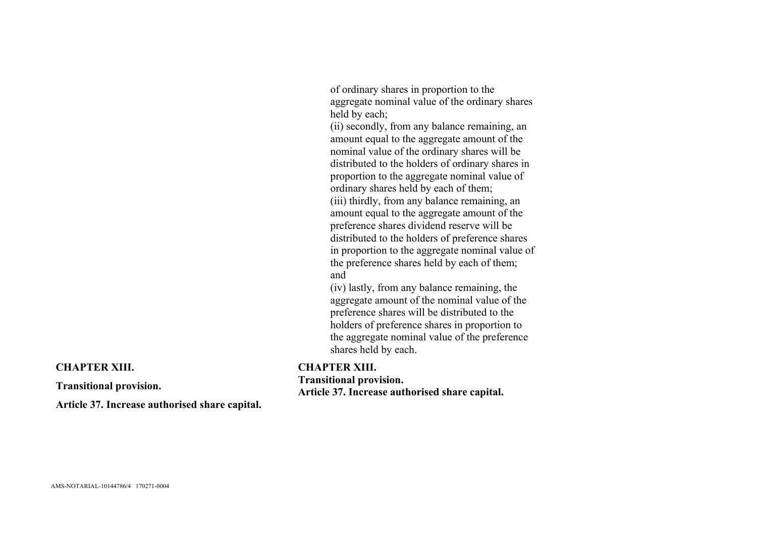of ordinary shares in proportion to the aggregate nominal value of the ordinary shares held by each;

(ii) secondly, from any balance remaining, an amount equal to the aggregate amount of the nominal value of the ordinary shares will be distributed to the holders of ordinary shares in proportion to the aggregate nominal value of ordinary shares held by each of them;

(iii) thirdly, from any balance remaining, an amount equal to the aggregate amount of the preference shares dividend reserve will be distributed to the holders of preference shares in proportion to the aggregate nominal value of the preference shares held by each of them; and

(iv) lastly, from any balance remaining, the aggregate amount of the nominal value of the preference shares will be distributed to the holders of preference shares in proportion to the aggregate nominal value of the preference shares held by each.

**CHAPTER XIII.**

**Transitional provision.**

**Article 37. Increase authorised share capital.**

**CHAPTER XIII.**

**Transitional provision.**

**Article 37. Increase authorised share capital.**

AMS-NOTARIAL-10144786/4 170271-0004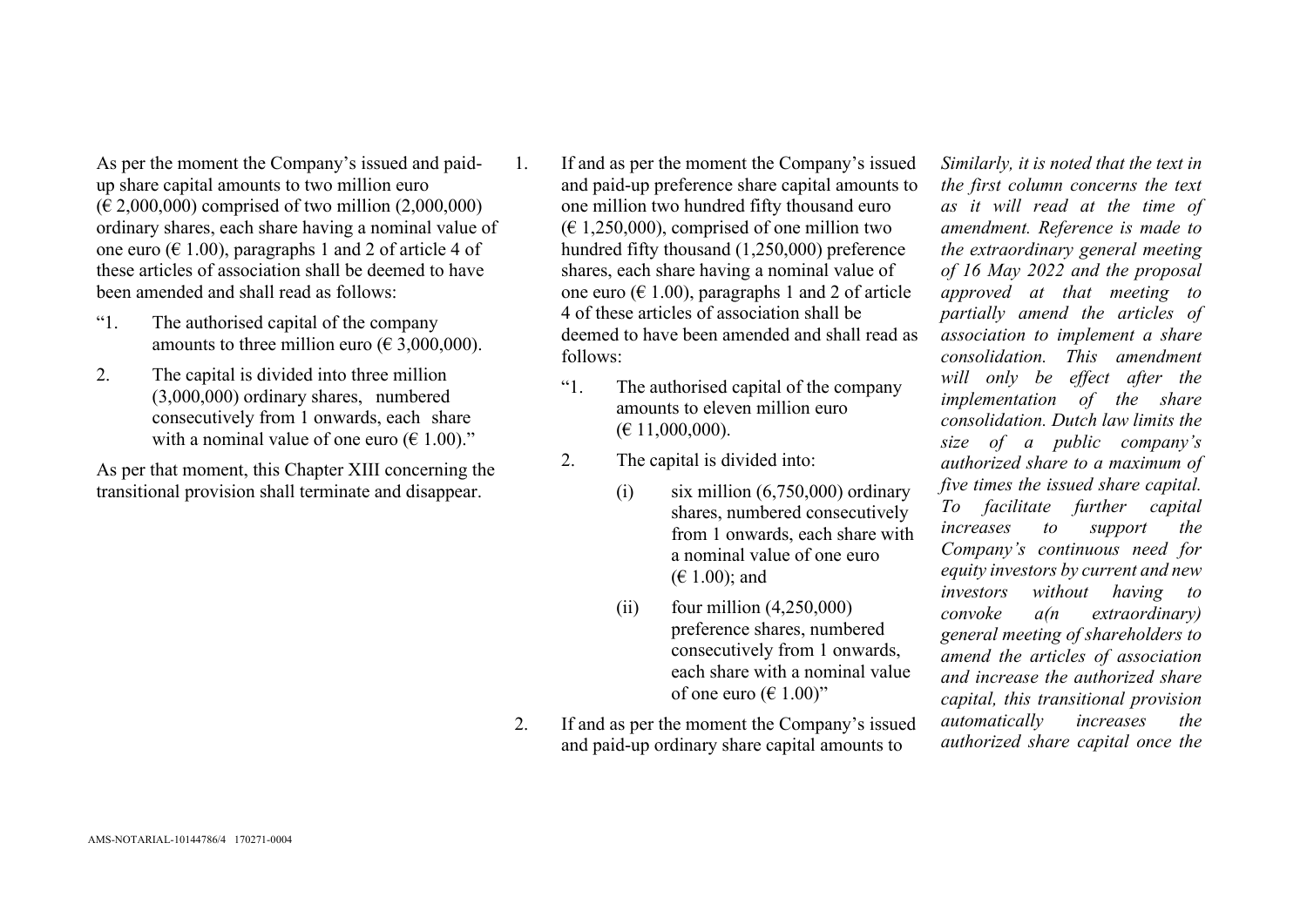As per the moment the Company's issued and paid-up share capital amounts to two million euro (€ 2,000,000) comprised of two million (2,000,000) ordinary shares, each share having a nominal value of one euro (€ 1.00), paragraphs 1 and 2 of article 4 of these articles of association shall be deemed to have been amended and shall read as follows:

"1. The authorised capital of the company amounts to three million euro (€ 3,000,000).

2. The capital is divided into three million (3,000,000) ordinary shares, numbered consecutively from 1 onwards, each share with a nominal value of one euro (€ 1.00)."

As per that moment, this Chapter XIII concerning the transitional provision shall terminate and disappear.

1. If and as per the moment the Company's issued and paid-up preference share capital amounts to one million two hundred fifty thousand euro (€ 1,250,000), comprised of one million two hundred fifty thousand (1,250,000) preference shares, each share having a nominal value of one euro (€ 1.00), paragraphs 1 and 2 of article 4 of these articles of association shall be deemed to have been amended and shall read as follows:

   "1. The authorised capital of the company amounts to eleven million euro (€ 11,000,000).

   2. The capital is divided into:

      (i) six million (6,750,000) ordinary shares, numbered consecutively from 1 onwards, each share with a nominal value of one euro (€ 1.00); and

      (ii) four million (4,250,000) preference shares, numbered consecutively from 1 onwards, each share with a nominal value of one euro (€ 1.00)"

2. If and as per the moment the Company's issued and paid-up ordinary share capital amounts to

*Similarly, it is noted that the text in the first column concerns the text as it will read at the time of amendment. Reference is made to the extraordinary general meeting of 16 May 2022 and the proposal approved at that meeting to partially amend the articles of association to implement a share consolidation. This amendment will only be effect after the implementation of the share consolidation. Dutch law limits the size of a public company's authorized share to a maximum of five times the issued share capital. To facilitate further capital increases to support the Company's continuous need for equity investors by current and new investors without having to convoke a(n extraordinary) general meeting of shareholders to amend the articles of association and increase the authorized share capital, this transitional provision automatically increases the authorized share capital once the*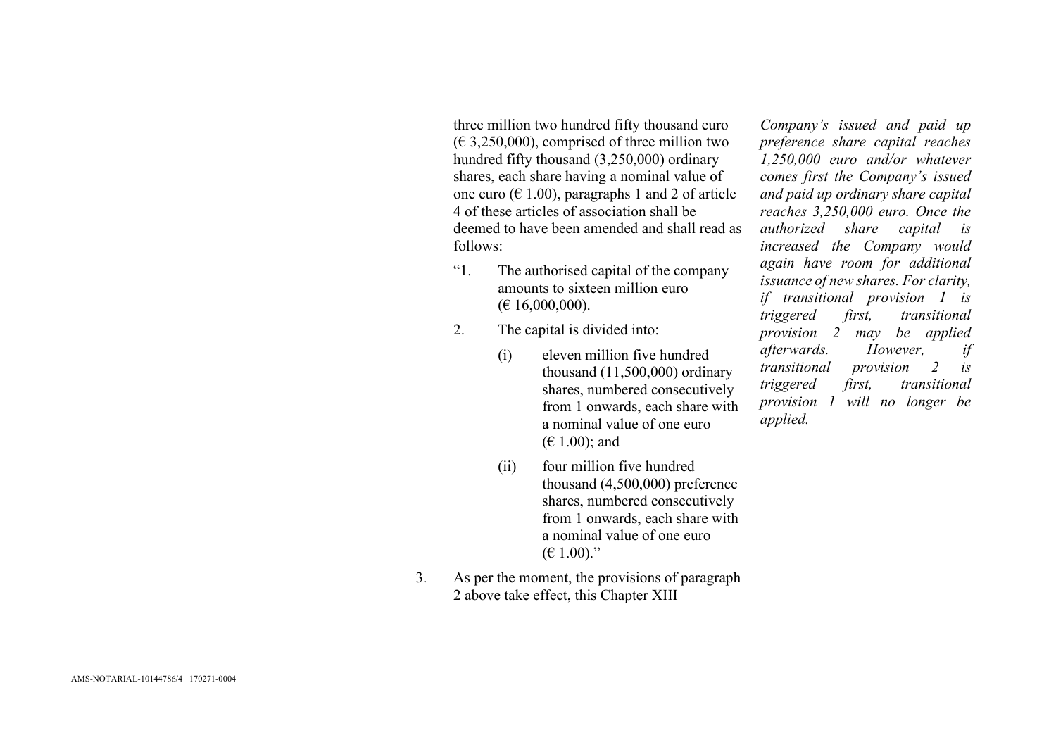three million two hundred fifty thousand euro (€ 3,250,000), comprised of three million two hundred fifty thousand (3,250,000) ordinary shares, each share having a nominal value of one euro (€ 1.00), paragraphs 1 and 2 of article 4 of these articles of association shall be deemed to have been amended and shall read as follows:

"1. The authorised capital of the company amounts to sixteen million euro (€ 16,000,000).

2. The capital is divided into:

   (i) eleven million five hundred thousand (11,500,000) ordinary shares, numbered consecutively from 1 onwards, each share with a nominal value of one euro (€ 1.00); and

   (ii) four million five hundred thousand (4,500,000) preference shares, numbered consecutively from 1 onwards, each share with a nominal value of one euro (€ 1.00)."

3. As per the moment, the provisions of paragraph 2 above take effect, this Chapter XIII

*Company's issued and paid up preference share capital reaches 1,250,000 euro and/or whatever comes first the Company's issued and paid up ordinary share capital reaches 3,250,000 euro. Once the authorized share capital is increased the Company would again have room for additional issuance of new shares. For clarity, if transitional provision 1 is triggered first, transitional provision 2 may be applied afterwards. However, if transitional provision 2 is triggered first, transitional provision 1 will no longer be applied.*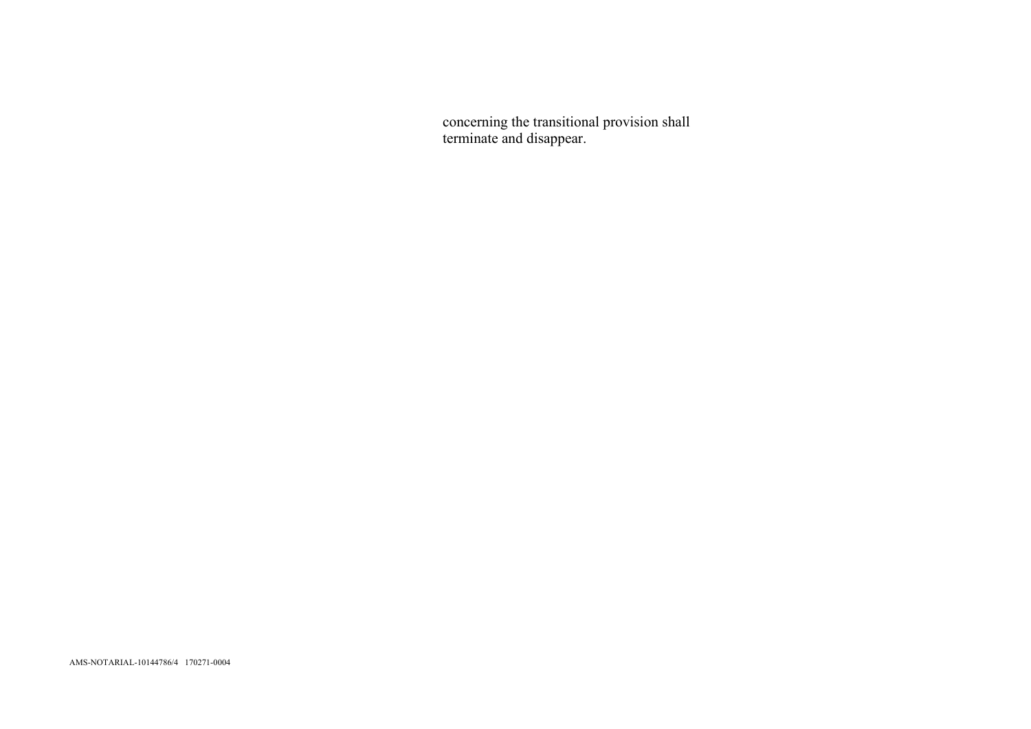concerning the transitional provision shall terminate and disappear.